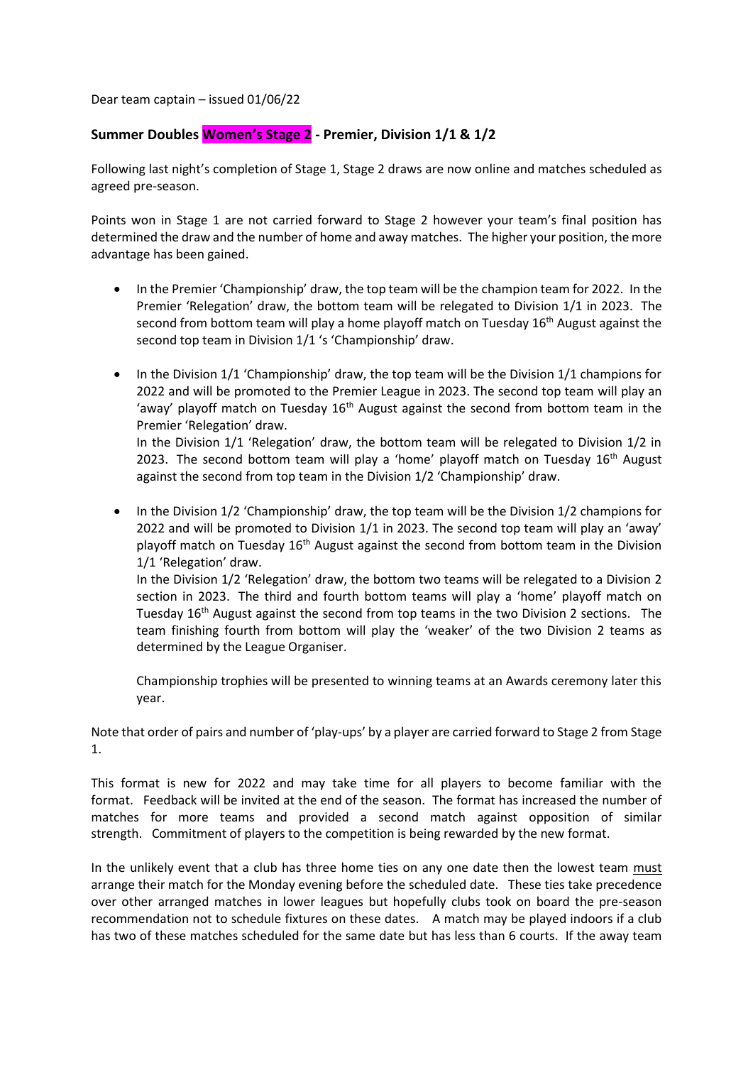Dear team captain – issued 01/06/22

### Summer Doubles Women's Stage 2 - Premier, Division 1/1 & 1/2

Following last night's completion of Stage 1, Stage 2 draws are now online and matches scheduled as agreed pre-season.

Points won in Stage 1 are not carried forward to Stage 2 however your team's final position has determined the draw and the number of home and away matches. The higher your position, the more advantage has been gained.

- In the Premier 'Championship' draw, the top team will be the champion team for 2022. In the Premier 'Relegation' draw, the bottom team will be relegated to Division 1/1 in 2023. The second from bottom team will play a home playoff match on Tuesday 16th August against the second top team in Division 1/1 's 'Championship' draw.
- In the Division 1/1 'Championship' draw, the top team will be the Division 1/1 champions for 2022 and will be promoted to the Premier League in 2023. The second top team will play an 'away' playoff match on Tuesday 16th August against the second from bottom team in the Premier 'Relegation' draw.

  In the Division 1/1 'Relegation' draw, the bottom team will be relegated to Division 1/2 in 2023. The second bottom team will play a 'home' playoff match on Tuesday 16th August against the second from top team in the Division 1/2 'Championship' draw.
- In the Division 1/2 'Championship' draw, the top team will be the Division 1/2 champions for 2022 and will be promoted to Division 1/1 in 2023. The second top team will play an 'away' playoff match on Tuesday 16th August against the second from bottom team in the Division 1/1 'Relegation' draw.

  In the Division 1/2 'Relegation' draw, the bottom two teams will be relegated to a Division 2 section in 2023. The third and fourth bottom teams will play a 'home' playoff match on Tuesday 16th August against the second from top teams in the two Division 2 sections. The team finishing fourth from bottom will play the 'weaker' of the two Division 2 teams as determined by the League Organiser.

  Championship trophies will be presented to winning teams at an Awards ceremony later this year.

Note that order of pairs and number of 'play-ups' by a player are carried forward to Stage 2 from Stage 1.

This format is new for 2022 and may take time for all players to become familiar with the format. Feedback will be invited at the end of the season. The format has increased the number of matches for more teams and provided a second match against opposition of similar strength. Commitment of players to the competition is being rewarded by the new format.

In the unlikely event that a club has three home ties on any one date then the lowest team must arrange their match for the Monday evening before the scheduled date. These ties take precedence over other arranged matches in lower leagues but hopefully clubs took on board the pre-season recommendation not to schedule fixtures on these dates. A match may be played indoors if a club has two of these matches scheduled for the same date but has less than 6 courts. If the away team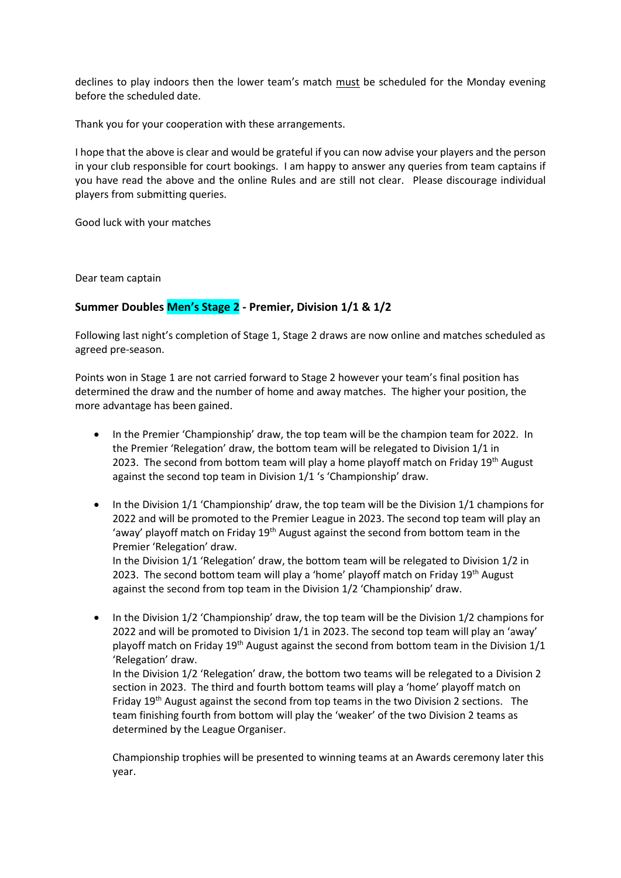declines to play indoors then the lower team's match must be scheduled for the Monday evening before the scheduled date.

Thank you for your cooperation with these arrangements.

I hope that the above is clear and would be grateful if you can now advise your players and the person in your club responsible for court bookings. I am happy to answer any queries from team captains if you have read the above and the online Rules and are still not clear. Please discourage individual players from submitting queries.

Good luck with your matches

Dear team captain

**Summer Doubles Men's Stage 2 - Premier, Division 1/1 & 1/2**

Following last night's completion of Stage 1, Stage 2 draws are now online and matches scheduled as agreed pre-season.

Points won in Stage 1 are not carried forward to Stage 2 however your team's final position has determined the draw and the number of home and away matches. The higher your position, the more advantage has been gained.

- In the Premier 'Championship' draw, the top team will be the champion team for 2022. In the Premier 'Relegation' draw, the bottom team will be relegated to Division 1/1 in 2023. The second from bottom team will play a home playoff match on Friday 19th August against the second top team in Division 1/1 's 'Championship' draw.

- In the Division 1/1 'Championship' draw, the top team will be the Division 1/1 champions for 2022 and will be promoted to the Premier League in 2023. The second top team will play an 'away' playoff match on Friday 19th August against the second from bottom team in the Premier 'Relegation' draw.
  In the Division 1/1 'Relegation' draw, the bottom team will be relegated to Division 1/2 in 2023. The second bottom team will play a 'home' playoff match on Friday 19th August against the second from top team in the Division 1/2 'Championship' draw.

- In the Division 1/2 'Championship' draw, the top team will be the Division 1/2 champions for 2022 and will be promoted to Division 1/1 in 2023. The second top team will play an 'away' playoff match on Friday 19th August against the second from bottom team in the Division 1/1 'Relegation' draw.
  In the Division 1/2 'Relegation' draw, the bottom two teams will be relegated to a Division 2 section in 2023. The third and fourth bottom teams will play a 'home' playoff match on Friday 19th August against the second from top teams in the two Division 2 sections. The team finishing fourth from bottom will play the 'weaker' of the two Division 2 teams as determined by the League Organiser.

  Championship trophies will be presented to winning teams at an Awards ceremony later this year.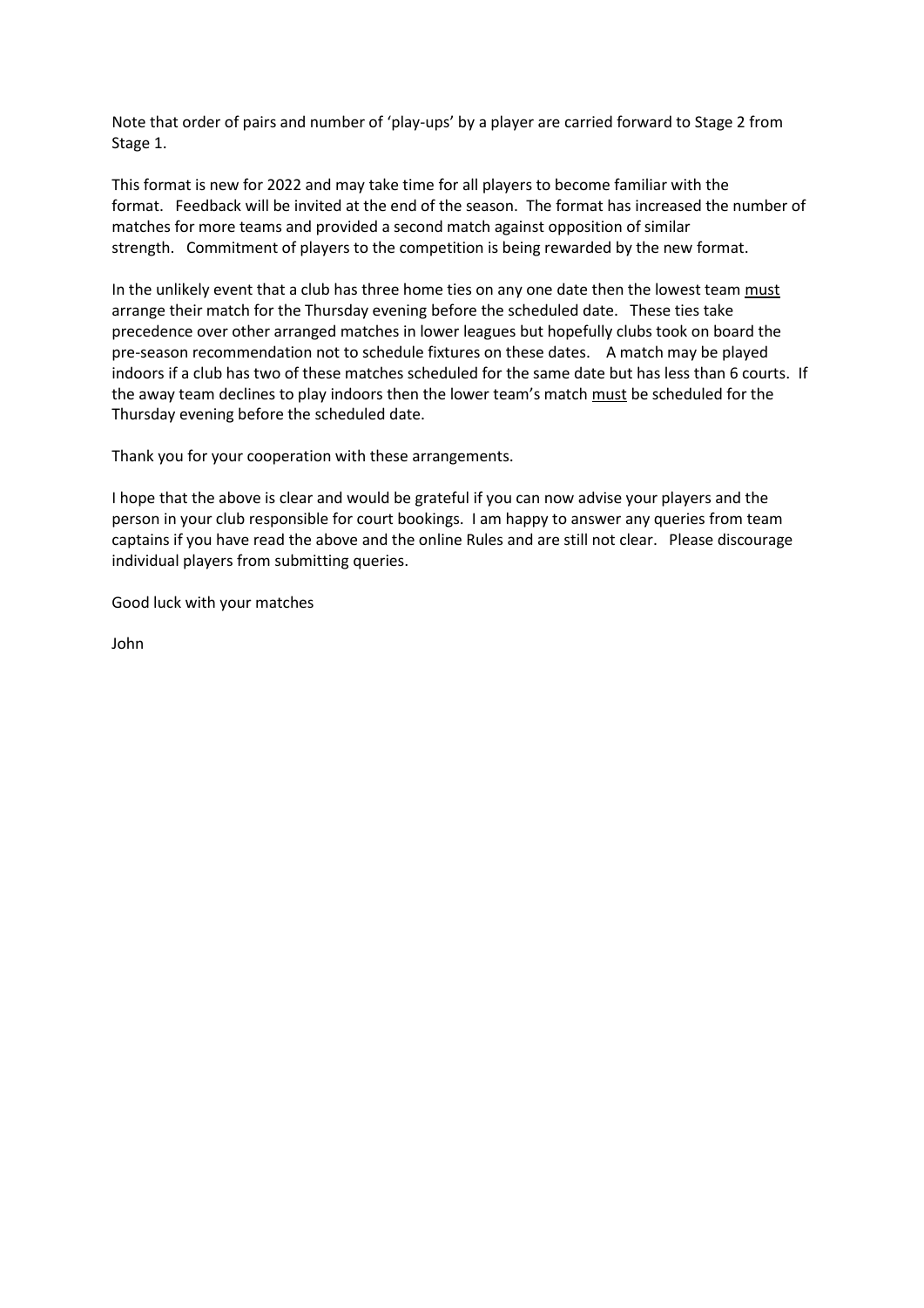Note that order of pairs and number of 'play-ups' by a player are carried forward to Stage 2 from Stage 1.

This format is new for 2022 and may take time for all players to become familiar with the format. Feedback will be invited at the end of the season. The format has increased the number of matches for more teams and provided a second match against opposition of similar strength. Commitment of players to the competition is being rewarded by the new format.

In the unlikely event that a club has three home ties on any one date then the lowest team <u>must</u> arrange their match for the Thursday evening before the scheduled date. These ties take precedence over other arranged matches in lower leagues but hopefully clubs took on board the pre-season recommendation not to schedule fixtures on these dates. A match may be played indoors if a club has two of these matches scheduled for the same date but has less than 6 courts. If the away team declines to play indoors then the lower team's match <u>must</u> be scheduled for the Thursday evening before the scheduled date.

Thank you for your cooperation with these arrangements.

I hope that the above is clear and would be grateful if you can now advise your players and the person in your club responsible for court bookings. I am happy to answer any queries from team captains if you have read the above and the online Rules and are still not clear. Please discourage individual players from submitting queries.

Good luck with your matches

John